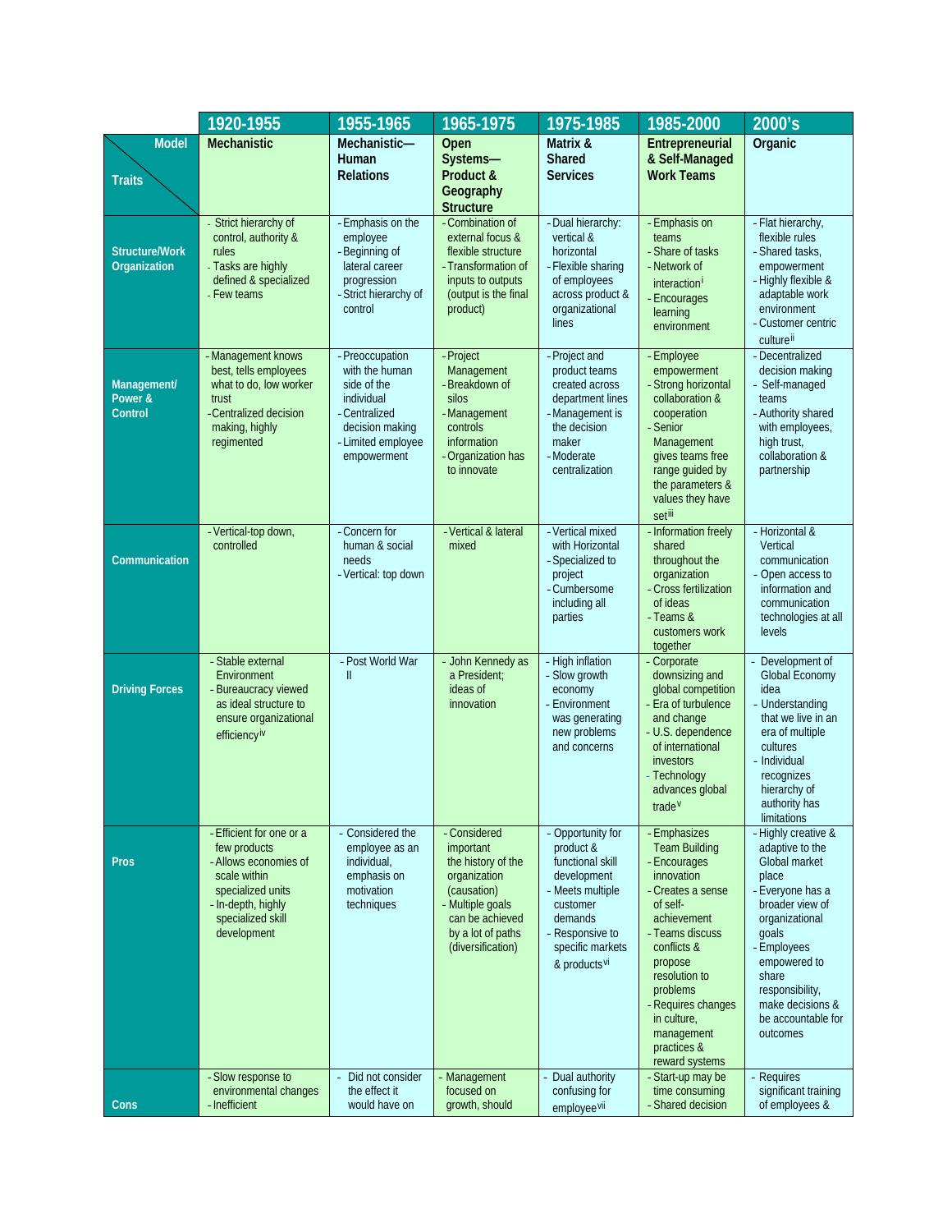| | 1920-1955 | 1955-1965 | 1965-1975 | 1975-1985 | 1985-2000 | 2000's |
|---|---|---|---|---|---|---|
| **Model** / **Traits** | **Mechanistic** | **Mechanistic—Human Relations** | **Open Systems—Product & Geography Structure** | **Matrix & Shared Services** | **Entrepreneurial & Self-Managed Work Teams** | **Organic** |
| **Structure/Work Organization** | - Strict hierarchy of control, authority & rules<br>- Tasks are highly defined & specialized<br>- Few teams | - Emphasis on the employee<br>- Beginning of lateral career progression<br>- Strict hierarchy of control | - Combination of external focus & flexible structure<br>- Transformation of inputs to outputs (output is the final product) | - Dual hierarchy: vertical & horizontal<br>- Flexible sharing of employees across product & organizational lines | - Emphasis on teams<br>- Share of tasks<br>- Network of interaction[i]<br>- Encourages learning environment | - Flat hierarchy, flexible rules<br>- Shared tasks, empowerment<br>- Highly flexible & adaptable work environment<br>- Customer centric culture[ii] |
| **Management/ Power & Control** | - Management knows best, tells employees what to do, low worker trust<br>- Centralized decision making, highly regimented | - Preoccupation with the human side of the individual<br>- Centralized decision making<br>- Limited employee empowerment | - Project Management<br>- Breakdown of silos<br>- Management controls information<br>- Organization has to innovate | - Project and product teams created across department lines<br>- Management is the decision maker<br>- Moderate centralization | - Employee empowerment<br>- Strong horizontal collaboration & cooperation<br>- Senior Management gives teams free range guided by the parameters & values they have set[iii] | - Decentralized decision making<br>- Self-managed teams<br>- Authority shared with employees, high trust, collaboration & partnership |
| **Communication** | - Vertical-top down, controlled | - Concern for human & social needs<br>- Vertical: top down | - Vertical & lateral mixed | - Vertical mixed with Horizontal<br>- Specialized to project<br>- Cumbersome including all parties | - Information freely shared throughout the organization<br>- Cross fertilization of ideas<br>- Teams & customers work together | - Horizontal & Vertical communication<br>- Open access to information and communication technologies at all levels |
| **Driving Forces** | - Stable external Environment<br>- Bureaucracy viewed as ideal structure to ensure organizational efficiency[iv] | - Post World War II | - John Kennedy as a President; ideas of innovation | - High inflation<br>- Slow growth economy<br>- Environment was generating new problems and concerns | - Corporate downsizing and global competition<br>- Era of turbulence and change<br>- U.S. dependence of international investors<br>- Technology advances global trade[v] | - Development of Global Economy idea<br>- Understanding that we live in an era of multiple cultures<br>- Individual recognizes hierarchy of authority has limitations |
| **Pros** | - Efficient for one or a few products<br>- Allows economies of scale within specialized units<br>- In-depth, highly specialized skill development | - Considered the employee as an individual, emphasis on motivation techniques | - Considered important the history of the organization (causation)<br>- Multiple goals can be achieved by a lot of paths (diversification) | - Opportunity for product & functional skill development<br>- Meets multiple customer demands<br>- Responsive to specific markets & products[vi] | - Emphasizes Team Building<br>- Encourages innovation<br>- Creates a sense of self-achievement<br>- Teams discuss conflicts & propose resolution to problems<br>- Requires changes in culture, management practices & reward systems | - Highly creative & adaptive to the Global market place<br>- Everyone has a broader view of organizational goals<br>- Employees empowered to share responsibility, make decisions & be accountable for outcomes |
| **Cons** | - Slow response to environmental changes<br>- Inefficient | - Did not consider the effect it would have on | - Management focused on growth, should | - Dual authority confusing for employee[vii] | - Start-up may be time consuming<br>- Shared decision | - Requires significant training of employees & |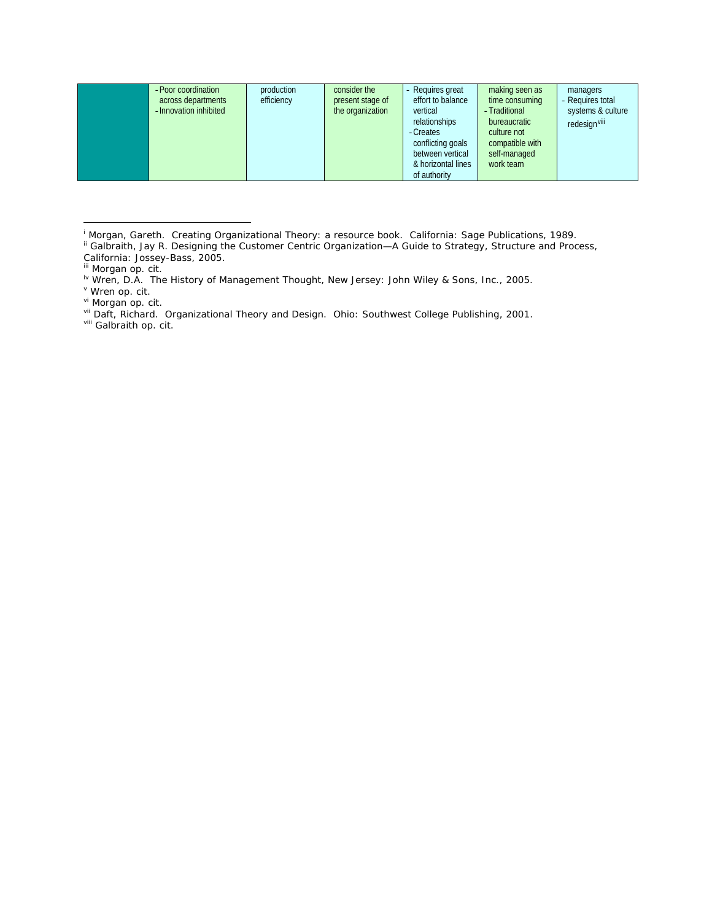| | | | | | | |
|---|---|---|---|---|---|---|
| | - Poor coordination across departments<br>- Innovation inhibited | production efficiency | consider the present stage of the organization | - Requires great effort to balance vertical relationships<br>- Creates conflicting goals between vertical & horizontal lines of authority | making seen as time consuming<br>- Traditional bureaucratic culture not compatible with self-managed work team | managers<br>- Requires total systems & culture redesign[viii] |

---

[i] Morgan, Gareth. Creating Organizational Theory: a resource book. California: Sage Publications, 1989.

[ii] Galbraith, Jay R. Designing the Customer Centric Organization—A Guide to Strategy, Structure and Process, California: Jossey-Bass, 2005.

[iii] Morgan op. cit.

[iv] Wren, D.A. The History of Management Thought, New Jersey: John Wiley & Sons, Inc., 2005.

[v] Wren op. cit.

[vi] Morgan op. cit.

[vii] Daft, Richard. Organizational Theory and Design. Ohio: Southwest College Publishing, 2001.

[viii] Galbraith op. cit.